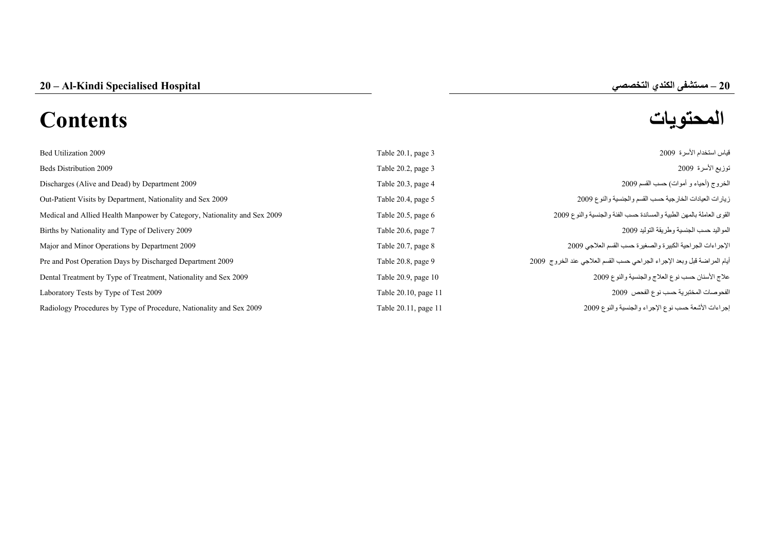## 20 – Al-Kindi Specialised Hospital

## 20 – مستشفى الكندي التخصصي

# Contents

# المحتويات

| | | |
|---|---|---|
| Bed Utilization 2009 | Table 20.1, page 3 | قياس استخدام الأسرة 2009 |
| Beds Distribution 2009 | Table 20.2, page 3 | توزيع الأسرة 2009 |
| Discharges (Alive and Dead) by Department 2009 | Table 20.3, page 4 | الخروج (أحياء و أموات) حسب القسم 2009 |
| Out-Patient Visits by Department, Nationality and Sex 2009 | Table 20.4, page 5 | زيارات العيادات الخارجية حسب القسم والجنسية والنوع 2009 |
| Medical and Allied Health Manpower by Category, Nationality and Sex 2009 | Table 20.5, page 6 | القوى العاملة بالمهن الطبية والمساندة حسب الفئة والجنسية والنوع 2009 |
| Births by Nationality and Type of Delivery 2009 | Table 20.6, page 7 | المواليد حسب الجنسية وطريقة التوليد 2009 |
| Major and Minor Operations by Department 2009 | Table 20.7, page 8 | الإجراءات الجراحية الكبيرة والصغيرة حسب القسم العلاجي 2009 |
| Pre and Post Operation Days by Discharged Department 2009 | Table 20.8, page 9 | أيام المراضة قبل وبعد الإجراء الجراحي حسب القسم العلاجي عند الخروج 2009 |
| Dental Treatment by Type of Treatment, Nationality and Sex 2009 | Table 20.9, page 10 | علاج الأسنان حسب نوع العلاج والجنسية والنوع 2009 |
| Laboratory Tests by Type of Test 2009 | Table 20.10, page 11 | الفحوصات المختبرية حسب نوع الفحص 2009 |
| Radiology Procedures by Type of Procedure, Nationality and Sex 2009 | Table 20.11, page 11 | إجراءات الأشعة حسب نوع الإجراء والجنسية والنوع 2009 |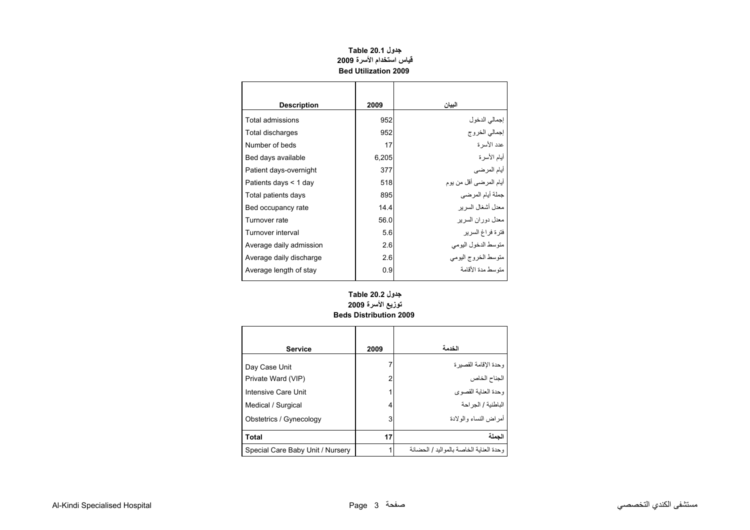## Table 20.1 جدول
## قياس استخدام الأسرة 2009
## Bed Utilization 2009

| Description | 2009 | البيان |
|---|---|---|
| Total admissions | 952 | إجمالي الدخول |
| Total discharges | 952 | إجمالي الخروج |
| Number of beds | 17 | عدد الأسرة |
| Bed days available | 6,205 | أيام الأسرة |
| Patient days-overnight | 377 | أيام المرضى |
| Patients days < 1 day | 518 | أيام المرضى أقل من يوم |
| Total patients days | 895 | جملة أيام المرضى |
| Bed occupancy rate | 14.4 | معدل أشغال السرير |
| Turnover rate | 56.0 | معدل دوران السرير |
| Turnover interval | 5.6 | فترة فراغ السرير |
| Average daily admission | 2.6 | متوسط الدخول اليومي |
| Average daily discharge | 2.6 | متوسط الخروج اليومي |
| Average length of stay | 0.9 | متوسط مدة الأقامة |

## Table 20.2 جدول
## توزيع الأسرة 2009
## Beds Distribution 2009

| Service | 2009 | الخدمة |
|---|---|---|
| Day Case Unit | 7 | وحدة الإقامة القصيرة |
| Private Ward (VIP) | 2 | الجناح الخاص |
| Intensive Care Unit | 1 | وحدة العناية القصوى |
| Medical / Surgical | 4 | الباطنية / الجراحة |
| Obstetrics / Gynecology | 3 | أمراض النساء والولادة |
| **Total** | **17** | **الجملة** |
| Special Care Baby Unit / Nursery | 1 | وحدة العناية الخاصة بالمواليد / الحضانة |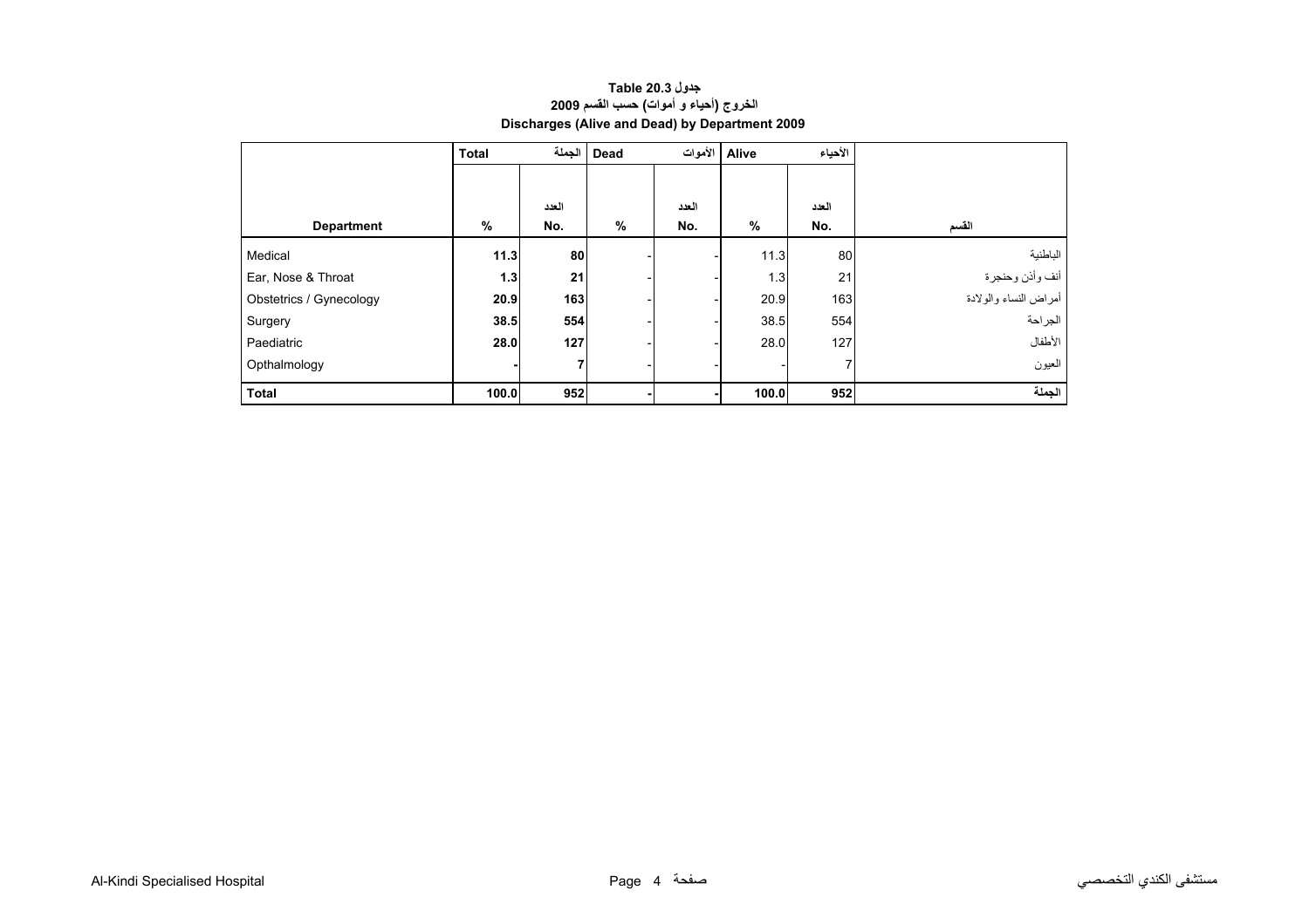**جدول Table 20.3**

**الخروج (أحياء و أموات) حسب القسم 2009**

**Discharges (Alive and Dead) by Department 2009**

| | Total | الجملة | Dead | الأموات | Alive | الأحياء | |
|---|---|---|---|---|---|---|---|
| | | العدد | | العدد | | العدد | |
| **Department** | **%** | **No.** | **%** | **No.** | **%** | **No.** | **القسم** |
| Medical | **11.3** | **80** | - | - | 11.3 | 80 | الباطنية |
| Ear, Nose & Throat | **1.3** | **21** | - | - | 1.3 | 21 | أنف وأذن وحنجرة |
| Obstetrics / Gynecology | **20.9** | **163** | - | - | 20.9 | 163 | أمراض النساء والولادة |
| Surgery | **38.5** | **554** | - | - | 38.5 | 554 | الجراحة |
| Paediatric | **28.0** | **127** | - | - | 28.0 | 127 | الأطفال |
| Opthalmology | **-** | **7** | - | - | - | 7 | العيون |
| **Total** | **100.0** | **952** | **-** | **-** | **100.0** | **952** | **الجملة** |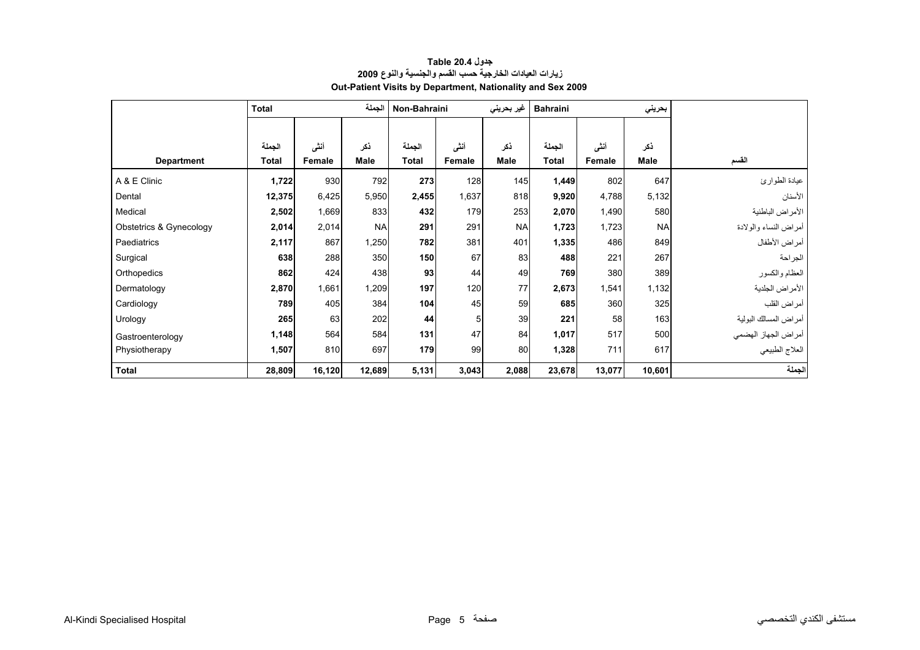**جدول Table 20.4**

**زيارات العيادات الخارجية حسب القسم والجنسية والنوع 2009**

**Out-Patient Visits by Department, Nationality and Sex 2009**

| | Total | | الجملة | Non-Bahraini | | غير بحريني | Bahraini | | بحريني | |
|---|---|---|---|---|---|---|---|---|---|---|
| **Department** | الجملة **Total** | أنثى **Female** | ذكر **Male** | الجملة **Total** | أنثى **Female** | ذكر **Male** | الجملة **Total** | أنثى **Female** | ذكر **Male** | القسم |
| A & E Clinic | **1,722** | 930 | 792 | **273** | 128 | 145 | **1,449** | 802 | 647 | عيادة الطوارئ |
| Dental | **12,375** | 6,425 | 5,950 | **2,455** | 1,637 | 818 | **9,920** | 4,788 | 5,132 | الأسنان |
| Medical | **2,502** | 1,669 | 833 | **432** | 179 | 253 | **2,070** | 1,490 | 580 | الأمراض الباطنية |
| Obstetrics & Gynecology | **2,014** | 2,014 | NA | **291** | 291 | NA | **1,723** | 1,723 | NA | أمراض النساء والولادة |
| Paediatrics | **2,117** | 867 | 1,250 | **782** | 381 | 401 | **1,335** | 486 | 849 | أمراض الأطفال |
| Surgical | **638** | 288 | 350 | **150** | 67 | 83 | **488** | 221 | 267 | الجراحة |
| Orthopedics | **862** | 424 | 438 | **93** | 44 | 49 | **769** | 380 | 389 | العظام والكسور |
| Dermatology | **2,870** | 1,661 | 1,209 | **197** | 120 | 77 | **2,673** | 1,541 | 1,132 | الأمراض الجلدية |
| Cardiology | **789** | 405 | 384 | **104** | 45 | 59 | **685** | 360 | 325 | أمراض القلب |
| Urology | **265** | 63 | 202 | **44** | 5 | 39 | **221** | 58 | 163 | أمراض المسالك البولية |
| Gastroenterology | **1,148** | 564 | 584 | **131** | 47 | 84 | **1,017** | 517 | 500 | أمراض الجهاز الهضمي |
| Physiotherapy | **1,507** | 810 | 697 | **179** | 99 | 80 | **1,328** | 711 | 617 | العلاج الطبيعي |
| **Total** | **28,809** | **16,120** | **12,689** | **5,131** | **3,043** | **2,088** | **23,678** | **13,077** | **10,601** | **الجملة** |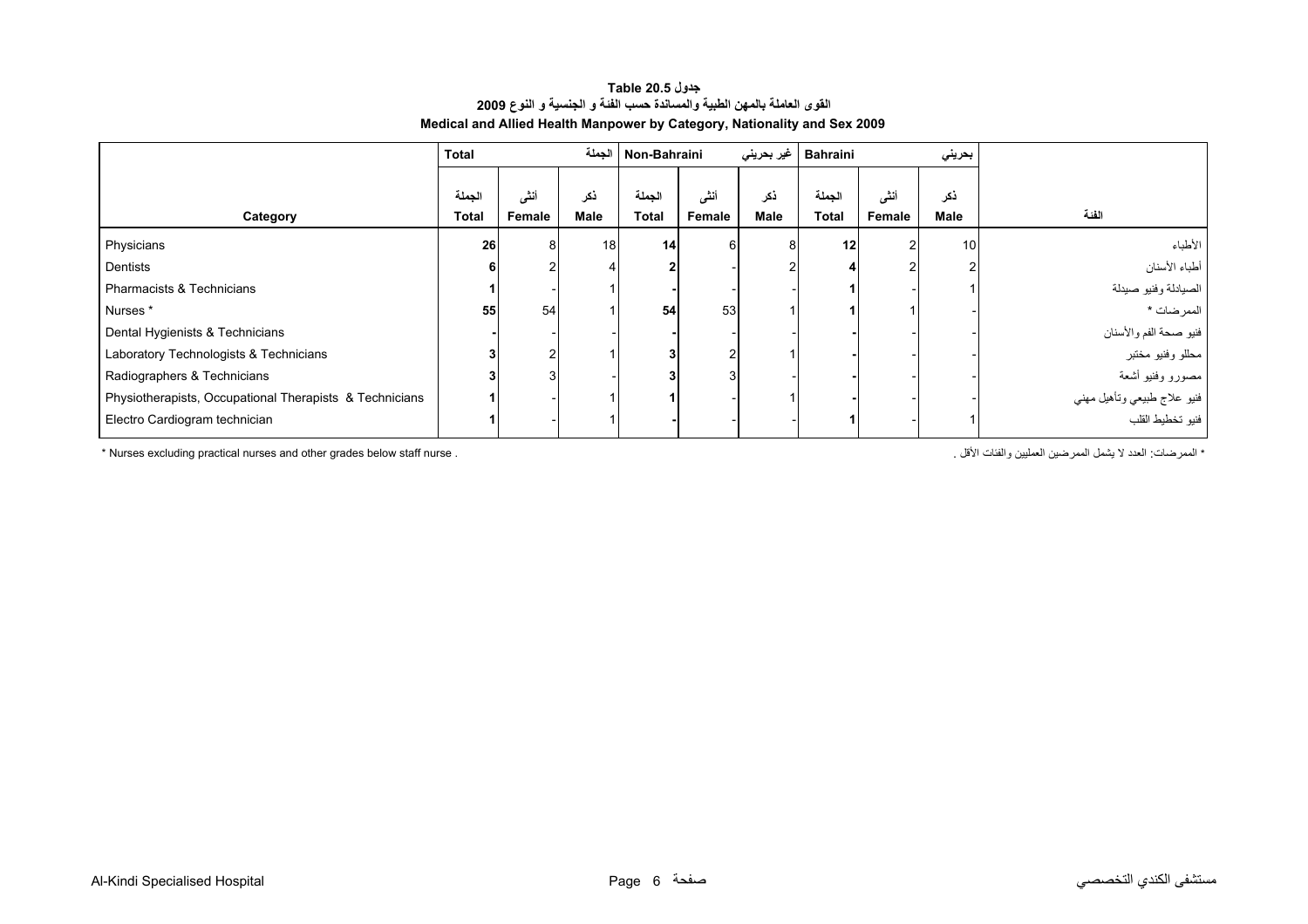**جدول Table 20.5**

**القوى العاملة بالمهن الطبية والمساندة حسب الفئة و الجنسية و النوع 2009**

**Medical and Allied Health Manpower by Category, Nationality and Sex 2009**

| | Total | | الجملة | Non-Bahraini | | غير بحريني | Bahraini | | بحريني | |
|---|---|---|---|---|---|---|---|---|---|---|
| Category | الجملة Total | أنثى Female | ذكر Male | الجملة Total | أنثى Female | ذكر Male | الجملة Total | أنثى Female | ذكر Male | الفئة |
| Physicians | 26 | 8 | 18 | 14 | 6 | 8 | 12 | 2 | 10 | الأطباء |
| Dentists | 6 | 2 | 4 | 2 | - | 2 | 4 | 2 | 2 | أطباء الأسنان |
| Pharmacists & Technicians | 1 | - | 1 | - | - | - | 1 | - | 1 | الصيادلة وفنيو صيدلة |
| Nurses * | 55 | 54 | 1 | 54 | 53 | 1 | 1 | 1 | - | الممرضات * |
| Dental Hygienists & Technicians | - | - | - | - | - | - | - | - | - | فنيو صحة الفم والأسنان |
| Laboratory Technologists & Technicians | 3 | 2 | 1 | 3 | 2 | 1 | - | - | - | محللو وفنيو مختبر |
| Radiographers & Technicians | 3 | 3 | - | 3 | 3 | - | - | - | - | مصورو وفنيو أشعة |
| Physiotherapists, Occupational Therapists & Technicians | 1 | - | 1 | 1 | - | 1 | - | - | - | فنيو علاج طبيعي وتأهيل مهني |
| Electro Cardiogram technician | 1 | - | 1 | - | - | - | 1 | - | 1 | فنيو تخطيط القلب |

* Nurses excluding practical nurses and other grades below staff nurse .

* الممرضات: العدد لا يشمل الممرضين العمليين والفئات الأقل .

Al-Kindi Specialised Hospital — مستشفى الكندي التخصصي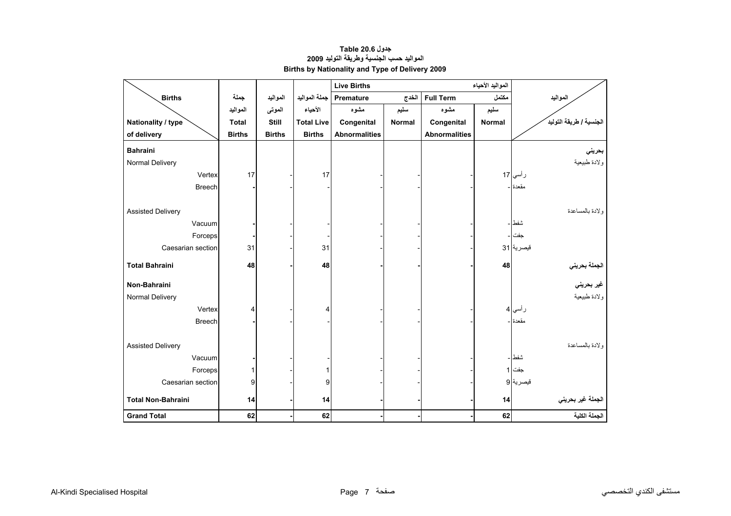**جدول 20.6 Table**

**المواليد حسب الجنسية وطريقة التوليد 2009**

**Births by Nationality and Type of Delivery 2009**

| Births / Nationality / type of delivery | جملة المواليد Total Births | المواليد الموتى Still Births | جملة المواليد الأحياء Total Live Births | Live Births المواليد الأحياء | | | | المواليد / الجنسية / طريقة التوليد |
|---|---|---|---|---|---|---|---|---|
| | | | | Premature الخدج | | Full Term مكتمل | | |
| | | | | مشوه Congenital Abnormalities | سليم Normal | مشوه Congenital Abnormalities | سليم Normal | |
| **Bahraini** | | | | | | | | **بحريني** |
| Normal Delivery | | | | | | | | ولادة طبيعية |
| Vertex | 17 | - | 17 | - | - | - | 17 | رأسي |
| Breech | - | - | - | - | - | - | - | مقعدة |
| Assisted Delivery | | | | | | | | ولادة بالمساعدة |
| Vacuum | - | - | - | - | - | - | - | شفط |
| Forceps | - | - | - | - | - | - | - | جفت |
| Caesarian section | 31 | - | 31 | - | - | - | 31 | قيصرية |
| **Total Bahraini** | **48** | **-** | **48** | **-** | **-** | **-** | **48** | **الجملة بحريني** |
| **Non-Bahraini** | | | | | | | | **غير بحريني** |
| Normal Delivery | | | | | | | | ولادة طبيعية |
| Vertex | 4 | - | 4 | - | - | - | 4 | رأسي |
| Breech | - | - | - | - | - | - | - | مقعدة |
| Assisted Delivery | | | | | | | | ولادة بالمساعدة |
| Vacuum | - | - | - | - | - | - | - | شفط |
| Forceps | 1 | - | 1 | - | - | - | 1 | جفت |
| Caesarian section | 9 | - | 9 | - | - | - | 9 | قيصرية |
| **Total Non-Bahraini** | **14** | **-** | **14** | **-** | **-** | **-** | **14** | **الجملة غير بحريني** |
| **Grand Total** | **62** | **-** | **62** | **-** | **-** | **-** | **62** | **الجملة الكلية** |

Al-Kindi Specialised Hospital مستشفى الكندي التخصصي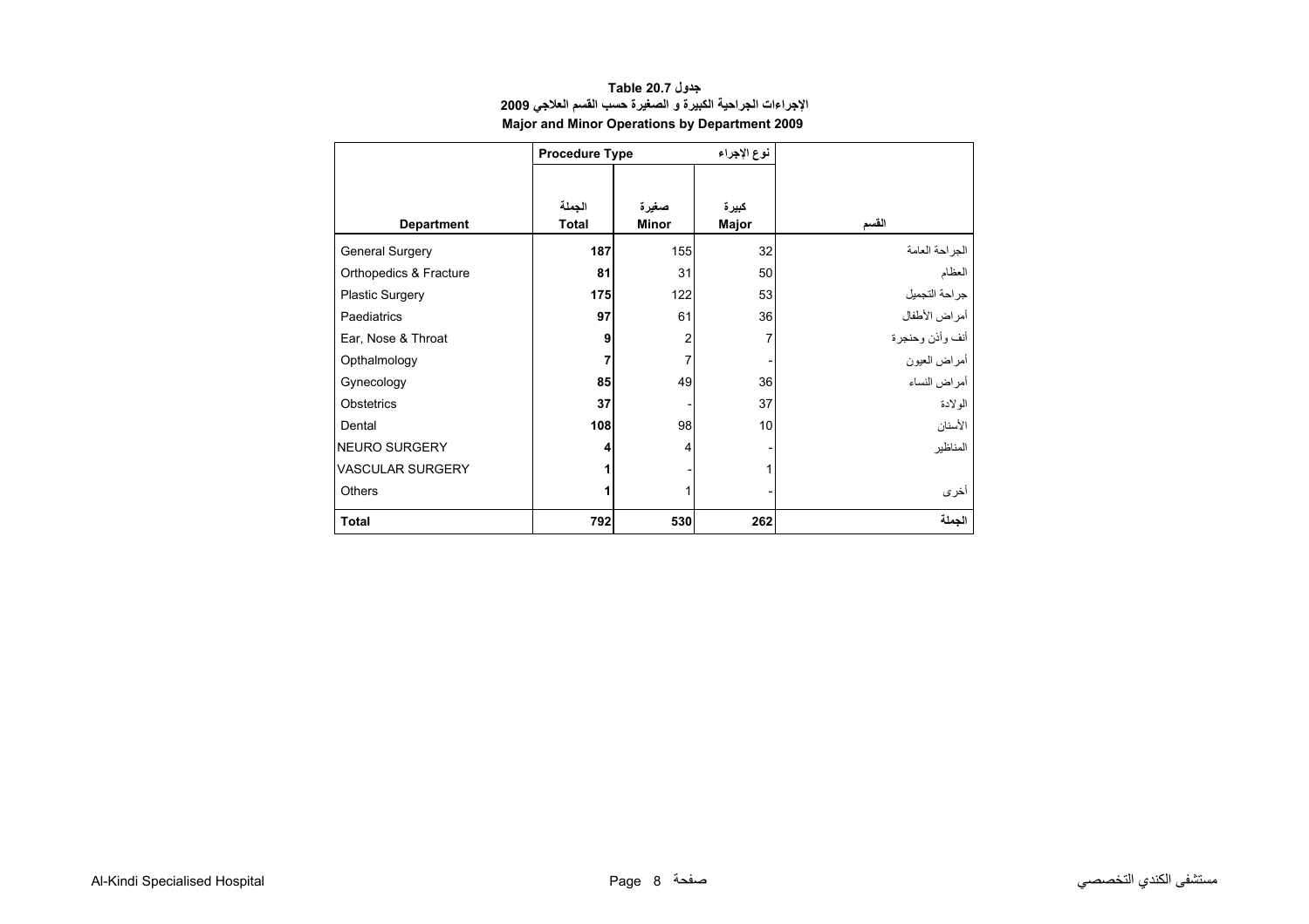**جدول 20.7 Table**

**الإجراءات الجراحية الكبيرة و الصغيرة حسب القسم العلاجي 2009**

**Major and Minor Operations by Department 2009**

| Department | Procedure Type نوع الإجراء | | | القسم |
|---|---|---|---|---|
| | الجملة Total | صغيرة Minor | كبيرة Major | |
| General Surgery | **187** | 155 | 32 | الجراحة العامة |
| Orthopedics & Fracture | **81** | 31 | 50 | العظام |
| Plastic Surgery | **175** | 122 | 53 | جراحة التجميل |
| Paediatrics | **97** | 61 | 36 | أمراض الأطفال |
| Ear, Nose & Throat | **9** | 2 | 7 | أنف وأذن وحنجرة |
| Opthalmology | **7** | 7 | - | أمراض العيون |
| Gynecology | **85** | 49 | 36 | أمراض النساء |
| Obstetrics | **37** | - | 37 | الولادة |
| Dental | **108** | 98 | 10 | الأسنان |
| NEURO SURGERY | **4** | 4 | - | المناظير |
| VASCULAR SURGERY | **1** | - | 1 | |
| Others | **1** | 1 | - | أخرى |
| **Total** | **792** | **530** | **262** | **الجملة** |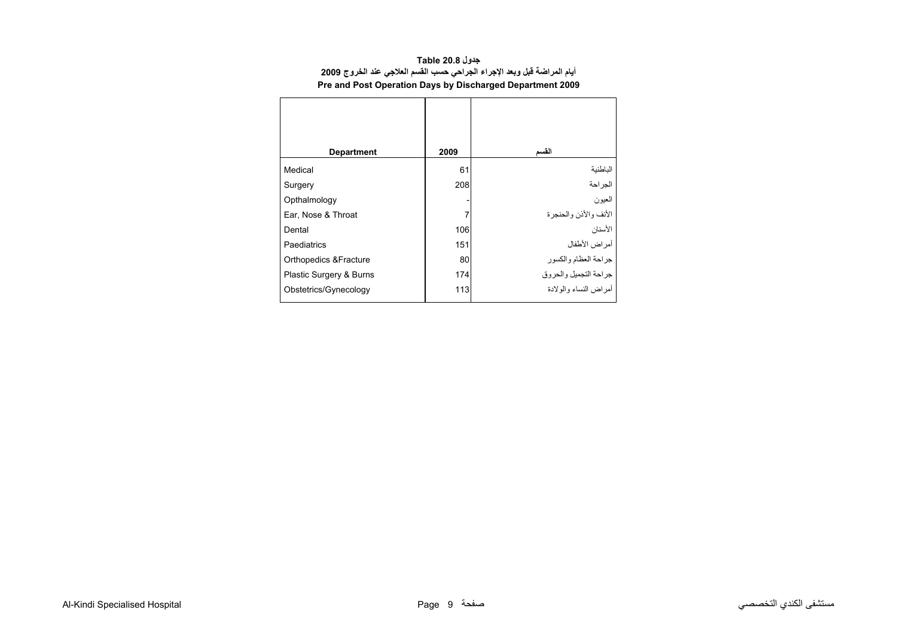**جدول Table 20.8**

**أيام المراضة قبل وبعد الإجراء الجراحي حسب القسم العلاجي عند الخروج 2009**

**Pre and Post Operation Days by Discharged Department 2009**

| Department | 2009 | القسم |
|---|---|---|
| Medical | 61 | الباطنية |
| Surgery | 208 | الجراحة |
| Opthalmology | - | العيون |
| Ear, Nose & Throat | 7 | الأنف والأذن والحنجرة |
| Dental | 106 | الأسنان |
| Paediatrics | 151 | أمراض الأطفال |
| Orthopedics &Fracture | 80 | جراحة العظام والكسور |
| Plastic Surgery & Burns | 174 | جراحة التجميل والحروق |
| Obstetrics/Gynecology | 113 | أمراض النساء والولادة |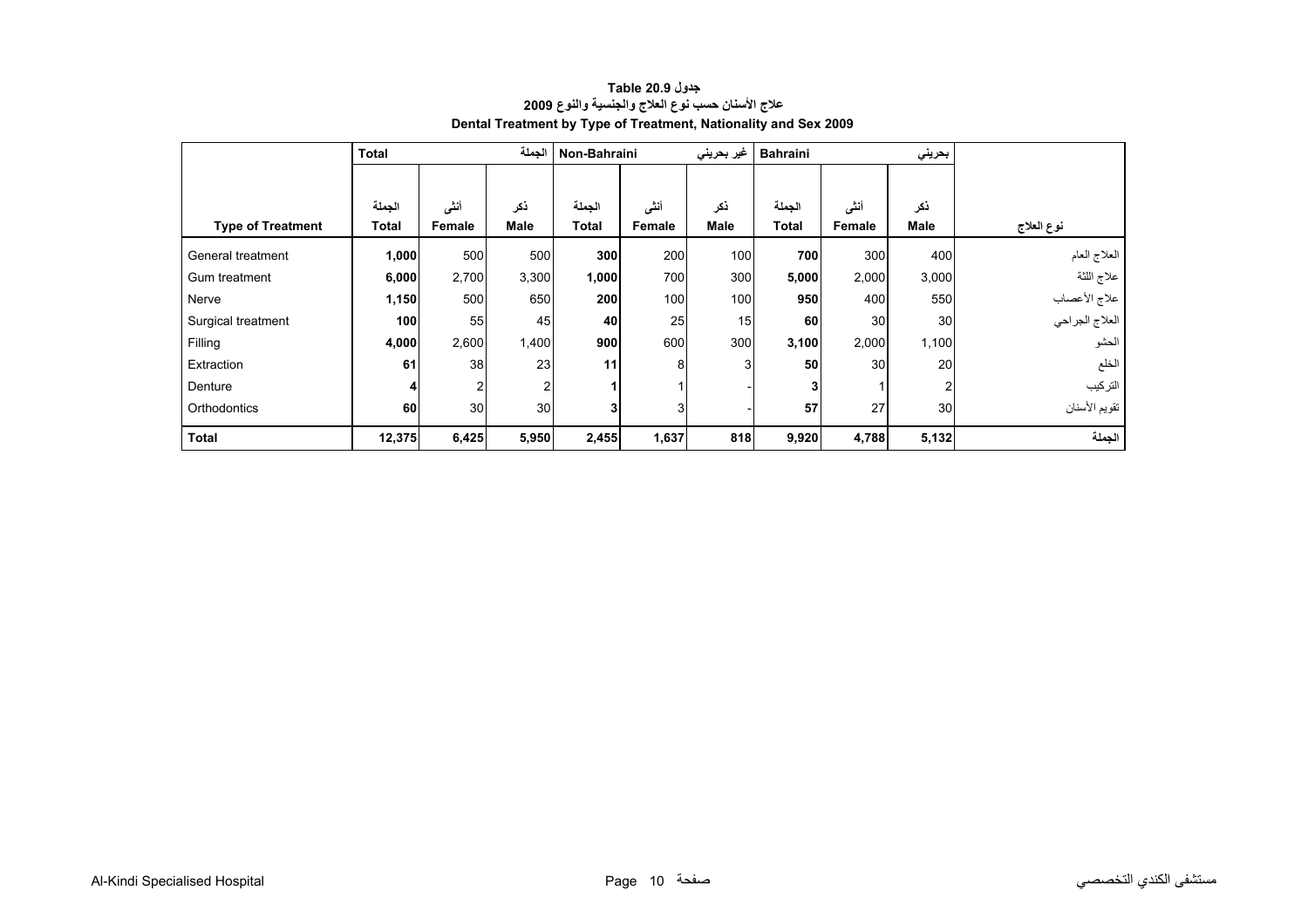**جدول 20.9 Table**

**علاج الأسنان حسب نوع العلاج والجنسية والنوع 2009**

**Dental Treatment by Type of Treatment, Nationality and Sex 2009**

| | Total | | الجملة | Non-Bahraini | | غير بحريني | Bahraini | | بحريني | |
|---|---|---|---|---|---|---|---|---|---|---|
| **Type of Treatment** | الجملة **Total** | أنثى **Female** | ذكر **Male** | الجملة **Total** | أنثى **Female** | ذكر **Male** | الجملة **Total** | أنثى **Female** | ذكر **Male** | **نوع العلاج** |
| General treatment | **1,000** | 500 | 500 | **300** | 200 | 100 | **700** | 300 | 400 | العلاج العام |
| Gum treatment | **6,000** | 2,700 | 3,300 | **1,000** | 700 | 300 | **5,000** | 2,000 | 3,000 | علاج اللثة |
| Nerve | **1,150** | 500 | 650 | **200** | 100 | 100 | **950** | 400 | 550 | علاج الأعصاب |
| Surgical treatment | **100** | 55 | 45 | **40** | 25 | 15 | **60** | 30 | 30 | العلاج الجراحي |
| Filling | **4,000** | 2,600 | 1,400 | **900** | 600 | 300 | **3,100** | 2,000 | 1,100 | الحشو |
| Extraction | **61** | 38 | 23 | **11** | 8 | 3 | **50** | 30 | 20 | الخلع |
| Denture | **4** | 2 | 2 | **1** | 1 | - | **3** | 1 | 2 | التركيب |
| Orthodontics | **60** | 30 | 30 | **3** | 3 | - | **57** | 27 | 30 | تقويم الأسنان |
| **Total** | **12,375** | **6,425** | **5,950** | **2,455** | **1,637** | **818** | **9,920** | **4,788** | **5,132** | **الجملة** |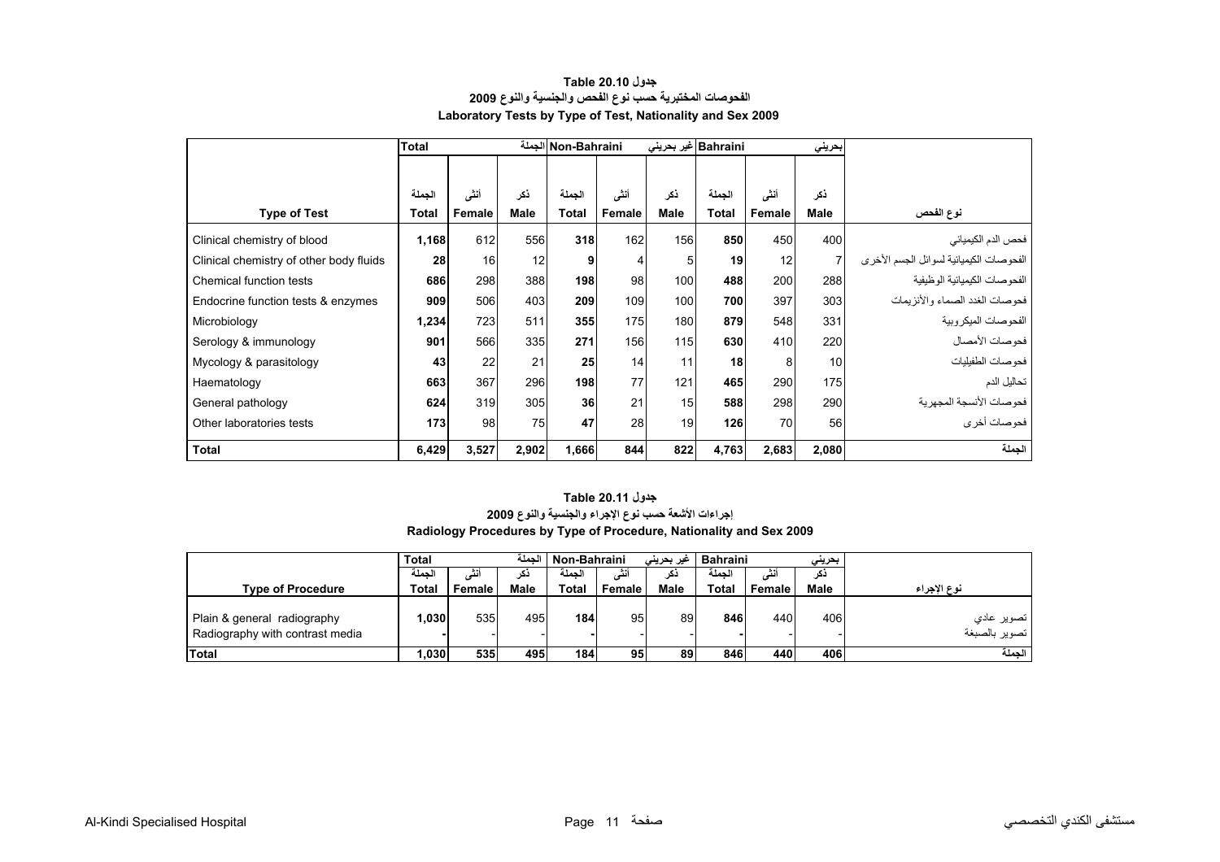### جدول Table 20.10
### الفحوصات المختبرية حسب نوع الفحص والجنسية والنوع 2009
### Laboratory Tests by Type of Test, Nationality and Sex 2009

| | Total | | الجملة | Non-Bahraini | | غير بحريني | Bahraini | | بحريني | |
|---|---|---|---|---|---|---|---|---|---|---|
| | الجملة | أنثى | ذكر | الجملة | أنثى | ذكر | الجملة | أنثى | ذكر | |
| **Type of Test** | **Total** | **Female** | **Male** | **Total** | **Female** | **Male** | **Total** | **Female** | **Male** | **نوع الفحص** |
| Clinical chemistry of blood | **1,168** | 612 | 556 | **318** | 162 | 156 | **850** | 450 | 400 | فحص الدم الكيميائي |
| Clinical chemistry of other body fluids | **28** | 16 | 12 | **9** | 4 | 5 | **19** | 12 | 7 | الفحوصات الكيميائية لسوائل الجسم الأخرى |
| Chemical function tests | **686** | 298 | 388 | **198** | 98 | 100 | **488** | 200 | 288 | الفحوصات الكيميائية الوظيفية |
| Endocrine function tests & enzymes | **909** | 506 | 403 | **209** | 109 | 100 | **700** | 397 | 303 | فحوصات الغدد الصماء والأنزيمات |
| Microbiology | **1,234** | 723 | 511 | **355** | 175 | 180 | **879** | 548 | 331 | الفحوصات الميكروبية |
| Serology & immunology | **901** | 566 | 335 | **271** | 156 | 115 | **630** | 410 | 220 | فحوصات الأمصال |
| Mycology & parasitology | **43** | 22 | 21 | **25** | 14 | 11 | **18** | 8 | 10 | فحوصات الطفيليات |
| Haematology | **663** | 367 | 296 | **198** | 77 | 121 | **465** | 290 | 175 | تحاليل الدم |
| General pathology | **624** | 319 | 305 | **36** | 21 | 15 | **588** | 298 | 290 | فحوصات الأنسجة المجهرية |
| Other laboratories tests | **173** | 98 | 75 | **47** | 28 | 19 | **126** | 70 | 56 | فحوصات أخرى |
| **Total** | **6,429** | **3,527** | **2,902** | **1,666** | **844** | **822** | **4,763** | **2,683** | **2,080** | **الجملة** |

### جدول Table 20.11
### إجراءات الأشعة حسب نوع الإجراء والجنسية والنوع 2009
### Radiology Procedures by Type of Procedure, Nationality and Sex 2009

| | Total | | الجملة | Non-Bahraini | | غير بحريني | Bahraini | | بحريني | |
|---|---|---|---|---|---|---|---|---|---|---|
| | الجملة | أنثى | ذكر | الجملة | أنثى | ذكر | الجملة | أنثى | ذكر | |
| **Type of Procedure** | **Total** | **Female** | **Male** | **Total** | **Female** | **Male** | **Total** | **Female** | **Male** | **نوع الإجراء** |
| Plain & general radiography | **1,030** | 535 | 495 | **184** | 95 | 89 | **846** | 440 | 406 | تصوير عادي |
| Radiography with contrast media | **-** | - | - | **-** | - | - | **-** | - | - | تصوير بالصبغة |
| **Total** | **1,030** | **535** | **495** | **184** | **95** | **89** | **846** | **440** | **406** | **الجملة** |